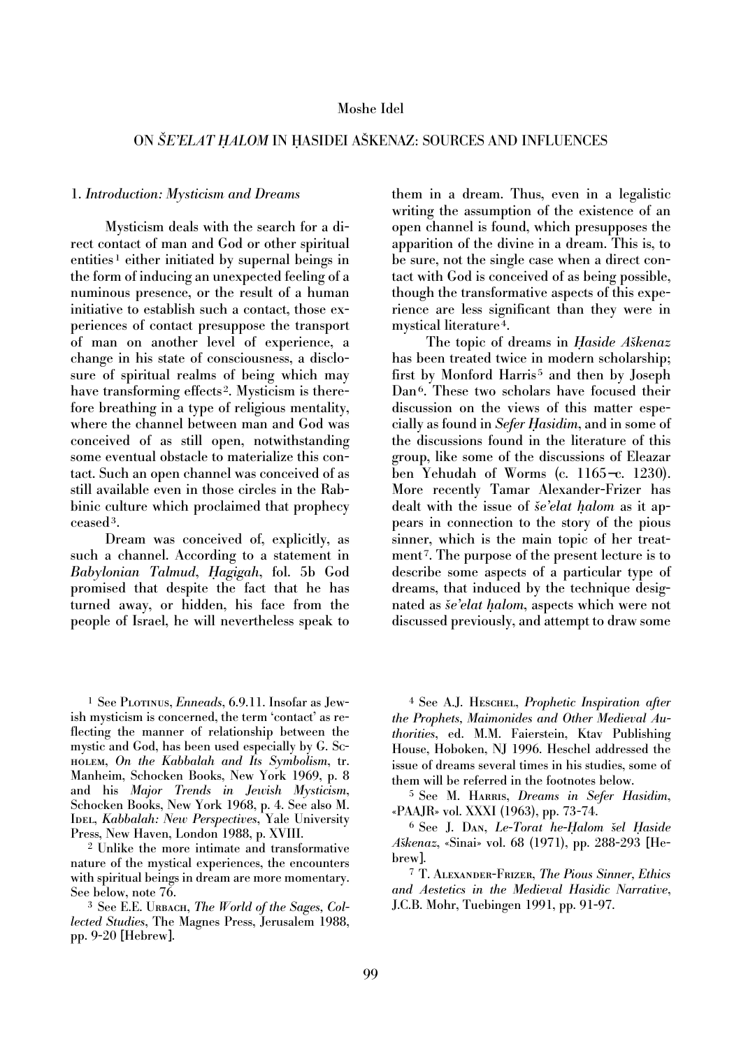Moshe Idel

# ON *ŠE'ELAT ḤALOM* IN ḤASIDEI AŠKENAZ: SOURCES AND INFLUENCES

## 1. *Introduction: Mysticism and Dreams*

Mysticism deals with the search for a direct contact of man and God or other spiritual entities[1] either initiated by supernal beings in the form of inducing an unexpected feeling of a numinous presence, or the result of a human initiative to establish such a contact, those experiences of contact presuppose the transport of man on another level of experience, a change in his state of consciousness, a disclosure of spiritual realms of being which may have transforming effects[2]. Mysticism is therefore breathing in a type of religious mentality, where the channel between man and God was conceived of as still open, notwithstanding some eventual obstacle to materialize this contact. Such an open channel was conceived of as still available even in those circles in the Rabbinic culture which proclaimed that prophecy ceased[3].

Dream was conceived of, explicitly, as such a channel. According to a statement in *Babylonian Talmud*, *Ḥagigah*, fol. 5b God promised that despite the fact that he has turned away, or hidden, his face from the people of Israel, he will nevertheless speak to them in a dream. Thus, even in a legalistic writing the assumption of the existence of an open channel is found, which presupposes the apparition of the divine in a dream. This is, to be sure, not the single case when a direct contact with God is conceived of as being possible, though the transformative aspects of this experience are less significant than they were in mystical literature[4].

The topic of dreams in *Ḥaside Aškenaz* has been treated twice in modern scholarship; first by Monford Harris[5] and then by Joseph Dan[6]. These two scholars have focused their discussion on the views of this matter especially as found in *Sefer Ḥasidim*, and in some of the discussions found in the literature of this group, like some of the discussions of Eleazar ben Yehudah of Worms (c. 1165–c. 1230). More recently Tamar Alexander-Frizer has dealt with the issue of *še'elat ḥalom* as it appears in connection to the story of the pious sinner, which is the main topic of her treatment[7]. The purpose of the present lecture is to describe some aspects of a particular type of dreams, that induced by the technique designated as *še'elat ḥalom*, aspects which were not discussed previously, and attempt to draw some

---

[1] See Plotinus, *Enneads*, 6.9.11. Insofar as Jewish mysticism is concerned, the term 'contact' as reflecting the manner of relationship between the mystic and God, has been used especially by G. Scholem, *On the Kabbalah and Its Symbolism*, tr. Manheim, Schocken Books, New York 1969, p. 8 and his *Major Trends in Jewish Mysticism*, Schocken Books, New York 1968, p. 4. See also M. Idel, *Kabbalah: New Perspectives*, Yale University Press, New Haven, London 1988, p. XVIII.

[2] Unlike the more intimate and transformative nature of the mystical experiences, the encounters with spiritual beings in dream are more momentary. See below, note 76.

[3] See E.E. Urbach, *The World of the Sages*, *Collected Studies*, The Magnes Press, Jerusalem 1988, pp. 9-20 [Hebrew].

[4] See A.J. Heschel, *Prophetic Inspiration after the Prophets, Maimonides and Other Medieval Authorities*, ed. M.M. Faierstein, Ktav Publishing House, Hoboken, NJ 1996. Heschel addressed the issue of dreams several times in his studies, some of them will be referred in the footnotes below.

[5] See M. Harris, *Dreams in Sefer Hasidim*, «PAAJR» vol. XXXI (1963), pp. 73-74.

[6] See J. Dan, *Le-Torat he-Ḥalom šel Ḥaside Aškenaz*, «Sinai» vol. 68 (1971), pp. 288-293 [Hebrew].

[7] T. Alexander-Frizer, *The Pious Sinner, Ethics and Aestetics in the Medieval Hasidic Narrative*, J.C.B. Mohr, Tuebingen 1991, pp. 91-97.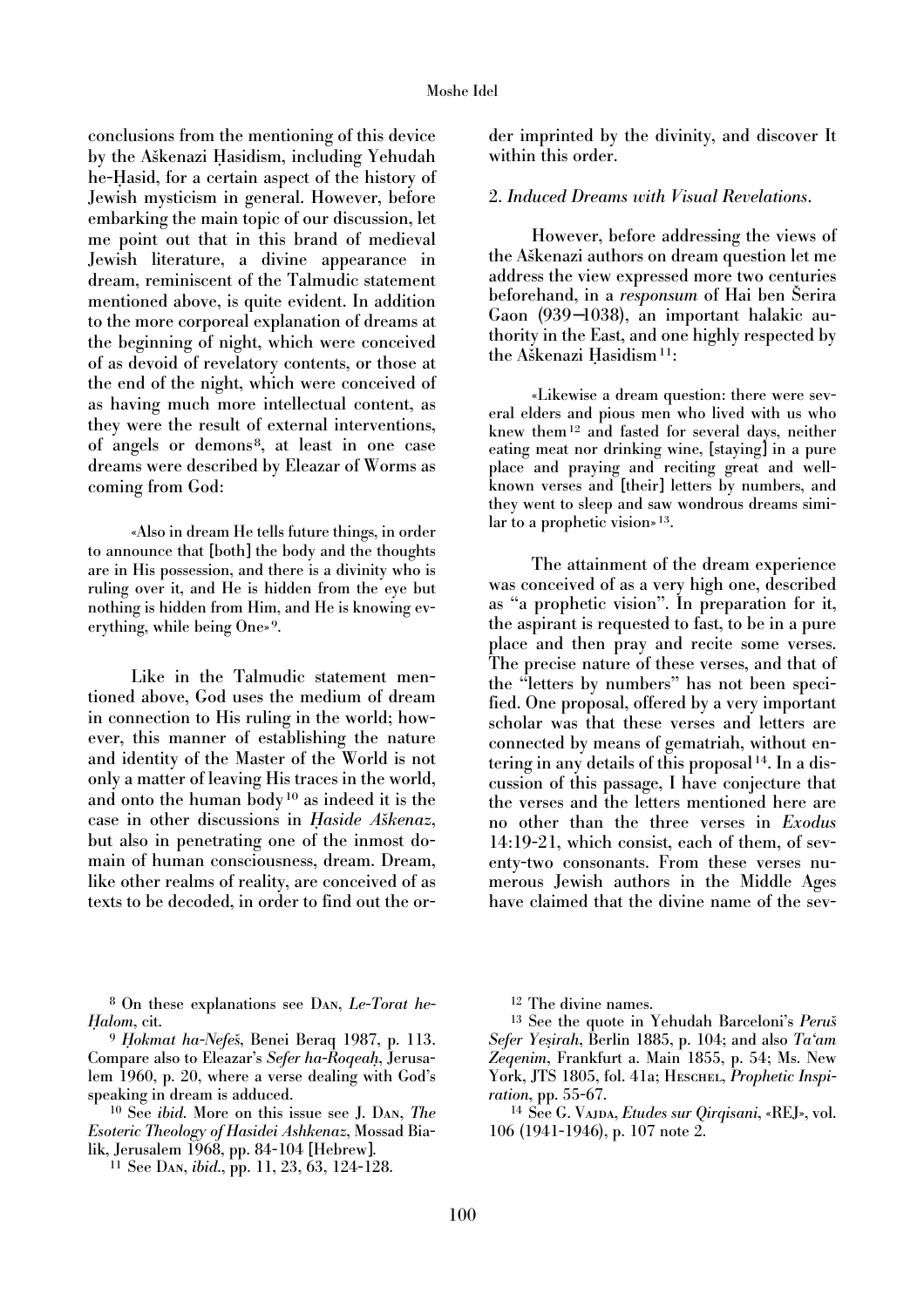conclusions from the mentioning of this device by the Aškenazi Ḥasidism, including Yehudah he-Ḥasid, for a certain aspect of the history of Jewish mysticism in general. However, before embarking the main topic of our discussion, let me point out that in this brand of medieval Jewish literature, a divine appearance in dream, reminiscent of the Talmudic statement mentioned above, is quite evident. In addition to the more corporeal explanation of dreams at the beginning of night, which were conceived of as devoid of revelatory contents, or those at the end of the night, which were conceived of as having much more intellectual content, as they were the result of external interventions, of angels or demons[8], at least in one case dreams were described by Eleazar of Worms as coming from God:

> «Also in dream He tells future things, in order to announce that [both] the body and the thoughts are in His possession, and there is a divinity who is ruling over it, and He is hidden from the eye but nothing is hidden from Him, and He is knowing everything, while being One»[9].

Like in the Talmudic statement mentioned above, God uses the medium of dream in connection to His ruling in the world; however, this manner of establishing the nature and identity of the Master of the World is not only a matter of leaving His traces in the world, and onto the human body[10] as indeed it is the case in other discussions in *Ḥaside Aškenaz*, but also in penetrating one of the inmost domain of human consciousness, dream. Dream, like other realms of reality, are conceived of as texts to be decoded, in order to find out the order imprinted by the divinity, and discover It within this order.

## 2. *Induced Dreams with Visual Revelations.*

However, before addressing the views of the Aškenazi authors on dream question let me address the view expressed more two centuries beforehand, in a *responsum* of Hai ben Šerira Gaon (939–1038), an important halakic authority in the East, and one highly respected by the Aškenazi Ḥasidism[11]:

> «Likewise a dream question: there were several elders and pious men who lived with us who knew them[12] and fasted for several days, neither eating meat nor drinking wine, [staying] in a pure place and praying and reciting great and well-known verses and [their] letters by numbers, and they went to sleep and saw wondrous dreams similar to a prophetic vision»[13].

The attainment of the dream experience was conceived of as a very high one, described as "a prophetic vision". In preparation for it, the aspirant is requested to fast, to be in a pure place and then pray and recite some verses. The precise nature of these verses, and that of the "letters by numbers" has not been specified. One proposal, offered by a very important scholar was that these verses and letters are connected by means of gematriah, without entering in any details of this proposal[14]. In a discussion of this passage, I have conjecture that the verses and the letters mentioned here are no other than the three verses in *Exodus* 14:19-21, which consist, each of them, of seventy-two consonants. From these verses numerous Jewish authors in the Middle Ages have claimed that the divine name of the sev-

---

[8] On these explanations see Dan, *Le-Torat he-Ḥalom*, cit.

[9] *Ḥokmat ha-Nefeš*, Benei Beraq 1987, p. 113. Compare also to Eleazar's *Sefer ha-Roqeaḥ*, Jerusalem 1960, p. 20, where a verse dealing with God's speaking in dream is adduced.

[10] See *ibid.* More on this issue see J. Dan, *The Esoteric Theology of Hasidei Ashkenaz*, Mossad Bialik, Jerusalem 1968, pp. 84-104 [Hebrew].

[11] See Dan, *ibid.*, pp. 11, 23, 63, 124-128.

[12] The divine names.

[13] See the quote in Yehudah Barceloni's *Peruš Sefer Yeṣirah*, Berlin 1885, p. 104; and also *Ta'am Zeqenim*, Frankfurt a. Main 1855, p. 54; Ms. New York, JTS 1805, fol. 41a; Heschel, *Prophetic Inspiration*, pp. 55-67.

[14] See G. Vajda, *Etudes sur Qirqisani*, «REJ», vol. 106 (1941-1946), p. 107 note 2.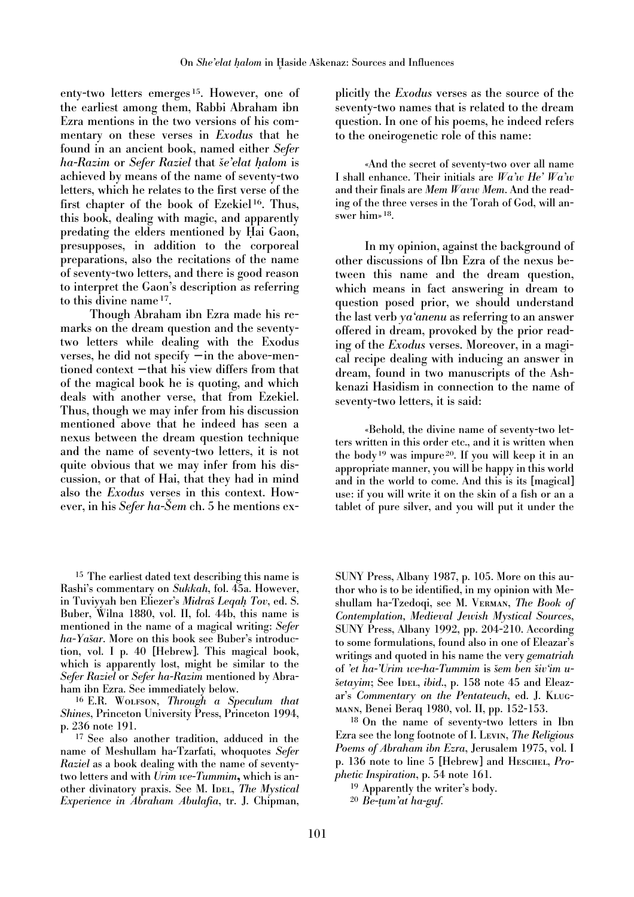enty-two letters emerges[15]. However, one of the earliest among them, Rabbi Abraham ibn Ezra mentions in the two versions of his commentary on these verses in *Exodus* that he found in an ancient book, named either *Sefer ha-Razim* or *Sefer Raziel* that *še'elat ḥalom* is achieved by means of the name of seventy-two letters, which he relates to the first verse of the first chapter of the book of Ezekiel[16]. Thus, this book, dealing with magic, and apparently predating the elders mentioned by Ḥai Gaon, presupposes, in addition to the corporeal preparations, also the recitations of the name of seventy-two letters, and there is good reason to interpret the Gaon's description as referring to this divine name[17].

Though Abraham ibn Ezra made his remarks on the dream question and the seventy-two letters while dealing with the Exodus verses, he did not specify —in the above-mentioned context —that his view differs from that of the magical book he is quoting, and which deals with another verse, that from Ezekiel. Thus, though we may infer from his discussion mentioned above that he indeed has seen a nexus between the dream question technique and the name of seventy-two letters, it is not quite obvious that we may infer from his discussion, or that of Hai, that they had in mind also the *Exodus* verses in this context. However, in his *Sefer ha-Šem* ch. 5 he mentions explicitly the *Exodus* verses as the source of the seventy-two names that is related to the dream question. In one of his poems, he indeed refers to the oneirogenetic role of this name:

> «And the secret of seventy-two over all name I shall enhance. Their initials are *Wa'w He' Wa'w* and their finals are *Mem Waww Mem*. And the reading of the three verses in the Torah of God, will answer him»[18].

In my opinion, against the background of other discussions of Ibn Ezra of the nexus between this name and the dream question, which means in fact answering in dream to question posed prior, we should understand the last verb *ya'anenu* as referring to an answer offered in dream, provoked by the prior reading of the *Exodus* verses. Moreover, in a magical recipe dealing with inducing an answer in dream, found in two manuscripts of the Ashkenazi Hasidism in connection to the name of seventy-two letters, it is said:

> «Behold, the divine name of seventy-two letters written in this order etc., and it is written when the body[19] was impure[20]. If you will keep it in an appropriate manner, you will be happy in this world and in the world to come. And this is its [magical] use: if you will write it on the skin of a fish or an a tablet of pure silver, and you will put it under the

---

[15] The earliest dated text describing this name is Rashi's commentary on *Sukkah*, fol. 45a. However, in Tuviyyah ben Eliezer's *Midraš Leqaḥ Tov*, ed. S. Buber, Wilna 1880, vol. II, fol. 44b, this name is mentioned in the name of a magical writing: *Sefer ha-Yašar*. More on this book see Buber's introduction, vol. I p. 40 [Hebrew]. This magical book, which is apparently lost, might be similar to the *Sefer Raziel* or *Sefer ha-Razim* mentioned by Abraham ibn Ezra. See immediately below.

[16] E.R. Wolfson, *Through a Speculum that Shines*, Princeton University Press, Princeton 1994, p. 236 note 191.

[17] See also another tradition, adduced in the name of Meshullam ha-Tzarfati, whoquotes *Sefer Raziel* as a book dealing with the name of seventy-two letters and with *Urim we-Tummim*, which is another divinatory praxis. See M. Idel, *The Mystical Experience in Abraham Abulafia*, tr. J. Chipman, SUNY Press, Albany 1987, p. 105. More on this author who is to be identified, in my opinion with Meshullam ha-Tzedoqi, see M. Verman, *The Book of Contemplation, Medieval Jewish Mystical Sources*, SUNY Press, Albany 1992, pp. 204-210. According to some formulations, found also in one of Eleazar's writings and quoted in his name the very *gematriah* of *'et ha-'Urim we-ha-Tummim* is *šem ben šiv'im u-šetayim*; See Idel, *ibid.*, p. 158 note 45 and Eleazar's *Commentary on the Pentateuch*, ed. J. Klugmann, Benei Beraq 1980, vol. II, pp. 152-153.

[18] On the name of seventy-two letters in Ibn Ezra see the long footnote of I. Levin, *The Religious Poems of Abraham ibn Ezra*, Jerusalem 1975, vol. I p. 136 note to line 5 [Hebrew] and Heschel, *Prophetic Inspiration*, p. 54 note 161.

[19] Apparently the writer's body.

[20] *Be-ṭum'at ha-guf.*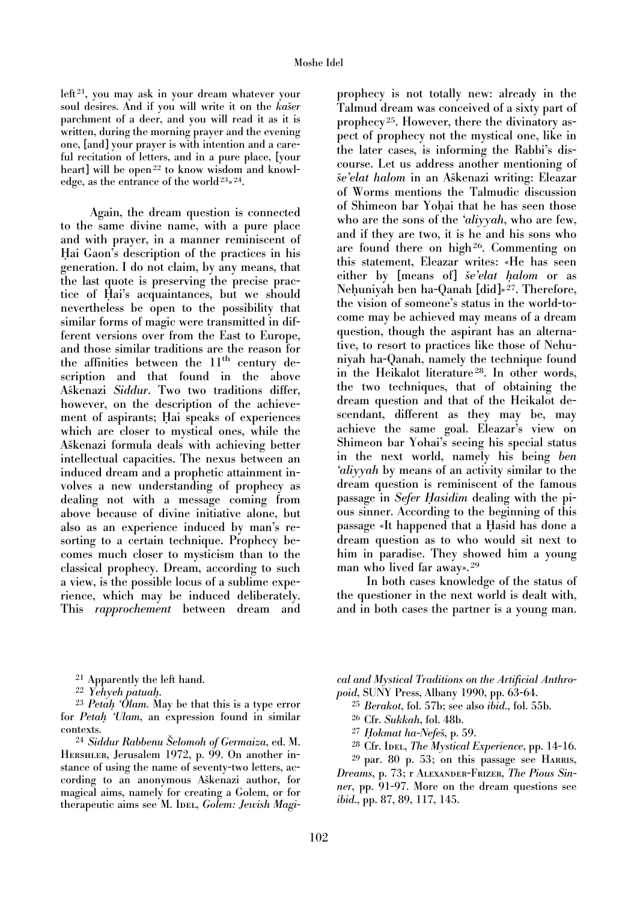left[21], you may ask in your dream whatever your soul desires. And if you will write it on the *kašer* parchment of a deer, and you will read it as it is written, during the morning prayer and the evening one, [and] your prayer is with intention and a careful recitation of letters, and in a pure place, [your heart] will be open[22] to know wisdom and knowledge, as the entrance of the world[23]»[24].

Again, the dream question is connected to the same divine name, with a pure place and with prayer, in a manner reminiscent of Ḥai Gaon's description of the practices in his generation. I do not claim, by any means, that the last quote is preserving the precise practice of Ḥai's acquaintances, but we should nevertheless be open to the possibility that similar forms of magic were transmitted in different versions over from the East to Europe, and those similar traditions are the reason for the affinities between the 11th century description and that found in the above Aškenazi *Siddur*. Two two traditions differ, however, on the description of the achievement of aspirants; Ḥai speaks of experiences which are closer to mystical ones, while the Aškenazi formula deals with achieving better intellectual capacities. The nexus between an induced dream and a prophetic attainment involves a new understanding of prophecy as dealing not with a message coming from above because of divine initiative alone, but also as an experience induced by man's resorting to a certain technique. Prophecy becomes much closer to mysticism than to the classical prophecy. Dream, according to such a view, is the possible locus of a sublime experience, which may be induced deliberately. This *rapprochement* between dream and prophecy is not totally new: already in the Talmud dream was conceived of a sixty part of prophecy[25]. However, there the divinatory aspect of prophecy not the mystical one, like in the later cases, is informing the Rabbi's discourse. Let us address another mentioning of *še'elat halom* in an Aškenazi writing: Eleazar of Worms mentions the Talmudic discussion of Shimeon bar Yoḥai that he has seen those who are the sons of the *'aliyyah*, who are few, and if they are two, it is he and his sons who are found there on high[26]. Commenting on this statement, Eleazar writes: «He has seen either by [means of] *še'elat ḥalom* or as Neḥuniyah ben ha-Qanah [did]»[27]. Therefore, the vision of someone's status in the world-to-come may be achieved may means of a dream question, though the aspirant has an alternative, to resort to practices like those of Nehuniyah ha-Qanah, namely the technique found in the Heikalot literature[28]. In other words, the two techniques, that of obtaining the dream question and that of the Heikalot descendant, different as they may be, may achieve the same goal. Eleazar's view on Shimeon bar Yohai's seeing his special status in the next world, namely his being *ben 'aliyyah* by means of an activity similar to the dream question is reminiscent of the famous passage in *Sefer Ḥasidim* dealing with the pious sinner. According to the beginning of this passage «It happened that a Ḥasid has done a dream question as to who would sit next to him in paradise. They showed him a young man who lived far away».[29]

In both cases knowledge of the status of the questioner in the next world is dealt with, and in both cases the partner is a young man.

---

[21] Apparently the left hand.

[22] *Yehyeh patuaḥ*.

[23] *Petaḥ 'Olam*. May be that this is a type error for *Petaḥ 'Ulam*, an expression found in similar contexts.

[24] *Siddur Rabbenu Šelomoh of Germaiza*, ed. M. Hershler, Jerusalem 1972, p. 99. On another instance of using the name of seventy-two letters, according to an anonymous Aškenazi author, for magical aims, namely for creating a Golem, or for therapeutic aims see M. Idel, *Golem: Jewish Magical and Mystical Traditions on the Artificial Anthropoid*, SUNY Press, Albany 1990, pp. 63-64.

[25] *Berakot*, fol. 57b; see also *ibid.*, fol. 55b.

[26] Cfr. *Sukkah*, fol. 48b.

[27] *Ḥokmat ha-Nefeš*, p. 59.

[28] Cfr. Idel, *The Mystical Experience*, pp. 14-16.

[29] par. 80 p. 53; on this passage see Harris, *Dreams*, p. 73; r Alexander-Frizer, *The Pious Sinner*, pp. 91-97. More on the dream questions see *ibid.*, pp. 87, 89, 117, 145.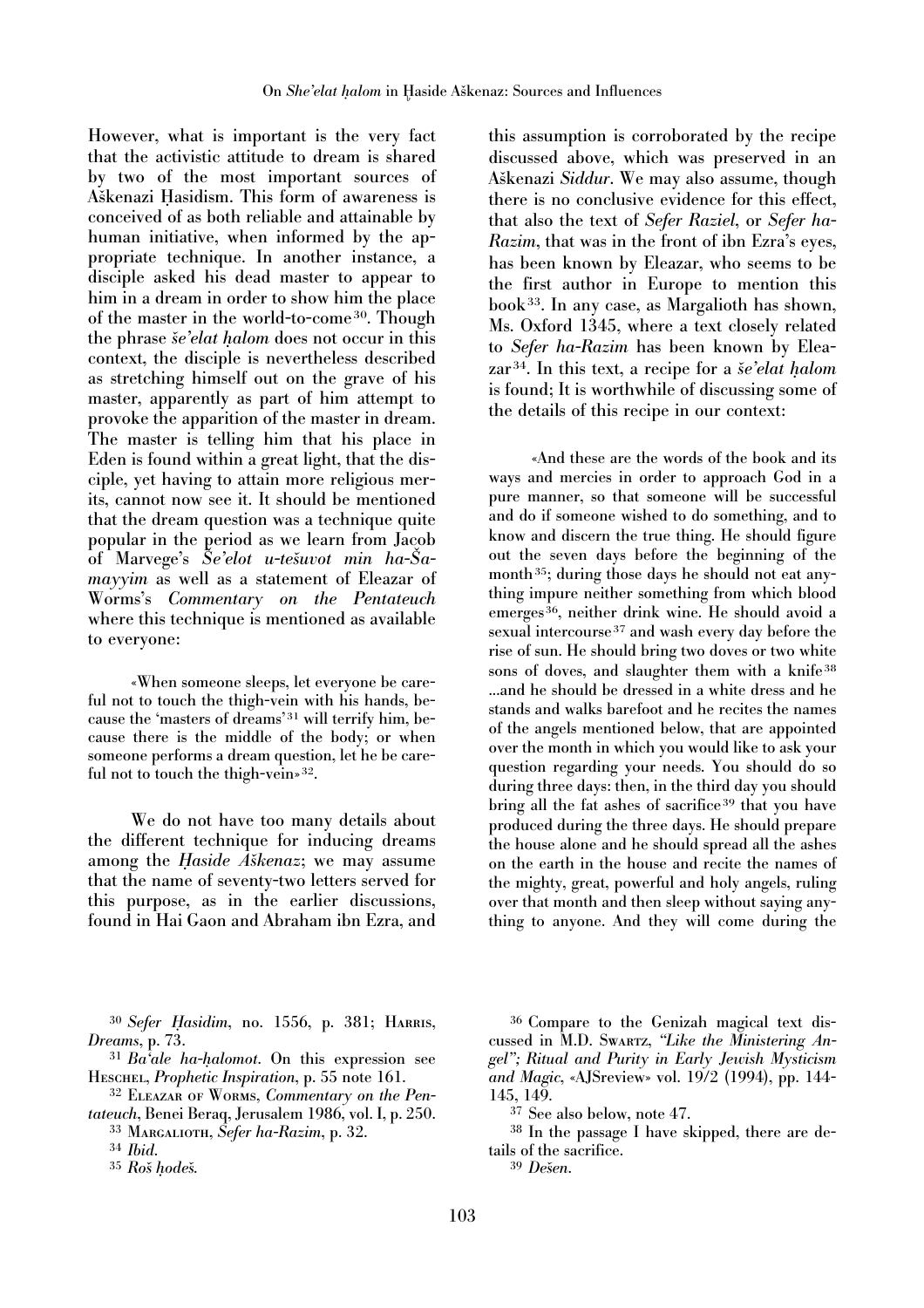However, what is important is the very fact that the activistic attitude to dream is shared by two of the most important sources of Aškenazi Ḥasidism. This form of awareness is conceived of as both reliable and attainable by human initiative, when informed by the appropriate technique. In another instance, a disciple asked his dead master to appear to him in a dream in order to show him the place of the master in the world-to-come[30]. Though the phrase *še'elat ḥalom* does not occur in this context, the disciple is nevertheless described as stretching himself out on the grave of his master, apparently as part of him attempt to provoke the apparition of the master in dream. The master is telling him that his place in Eden is found within a great light, that the disciple, yet having to attain more religious merits, cannot now see it. It should be mentioned that the dream question was a technique quite popular in the period as we learn from Jacob of Marvege's *Še'elot u-tešuvot min ha-Šamayyim* as well as a statement of Eleazar of Worms's *Commentary on the Pentateuch* where this technique is mentioned as available to everyone:

> «When someone sleeps, let everyone be careful not to touch the thigh-vein with his hands, because the 'masters of dreams'[31] will terrify him, because there is the middle of the body; or when someone performs a dream question, let he be careful not to touch the thigh-vein»[32].

We do not have too many details about the different technique for inducing dreams among the *Ḥaside Aškenaz*; we may assume that the name of seventy-two letters served for this purpose, as in the earlier discussions, found in Hai Gaon and Abraham ibn Ezra, and this assumption is corroborated by the recipe discussed above, which was preserved in an Aškenazi *Siddur*. We may also assume, though there is no conclusive evidence for this effect, that also the text of *Sefer Raziel*, or *Sefer ha-Razim*, that was in the front of ibn Ezra's eyes, has been known by Eleazar, who seems to be the first author in Europe to mention this book[33]. In any case, as Margalioth has shown, Ms. Oxford 1345, where a text closely related to *Sefer ha-Razim* has been known by Eleazar[34]. In this text, a recipe for a *še'elat ḥalom* is found; It is worthwhile of discussing some of the details of this recipe in our context:

> «And these are the words of the book and its ways and mercies in order to approach God in a pure manner, so that someone will be successful and do if someone wished to do something, and to know and discern the true thing. He should figure out the seven days before the beginning of the month[35]; during those days he should not eat anything impure neither something from which blood emerges[36], neither drink wine. He should avoid a sexual intercourse[37] and wash every day before the rise of sun. He should bring two doves or two white sons of doves, and slaughter them with a knife[38] ...and he should be dressed in a white dress and he stands and walks barefoot and he recites the names of the angels mentioned below, that are appointed over the month in which you would like to ask your question regarding your needs. You should do so during three days: then, in the third day you should bring all the fat ashes of sacrifice[39] that you have produced during the three days. He should prepare the house alone and he should spread all the ashes on the earth in the house and recite the names of the mighty, great, powerful and holy angels, ruling over that month and then sleep without saying anything to anyone. And they will come during the

---

[30] *Sefer Ḥasidim*, no. 1556, p. 381; Harris, *Dreams*, p. 73.

[31] *Ba'ale ha-ḥalomot*. On this expression see Heschel, *Prophetic Inspiration*, p. 55 note 161.

[32] Eleazar of Worms, *Commentary on the Pentateuch*, Benei Beraq, Jerusalem 1986, vol. I, p. 250.

[33] Margalioth, *Sefer ha-Razim*, p. 32.

[34] *Ibid.*

[35] *Roš ḥodeš.*

[36] Compare to the Genizah magical text discussed in M.D. Swartz, *"Like the Ministering Angel"; Ritual and Purity in Early Jewish Mysticism and Magic*, «AJSreview» vol. 19/2 (1994), pp. 144-145, 149.

[37] See also below, note 47.

[38] In the passage I have skipped, there are details of the sacrifice.

[39] *Dešen.*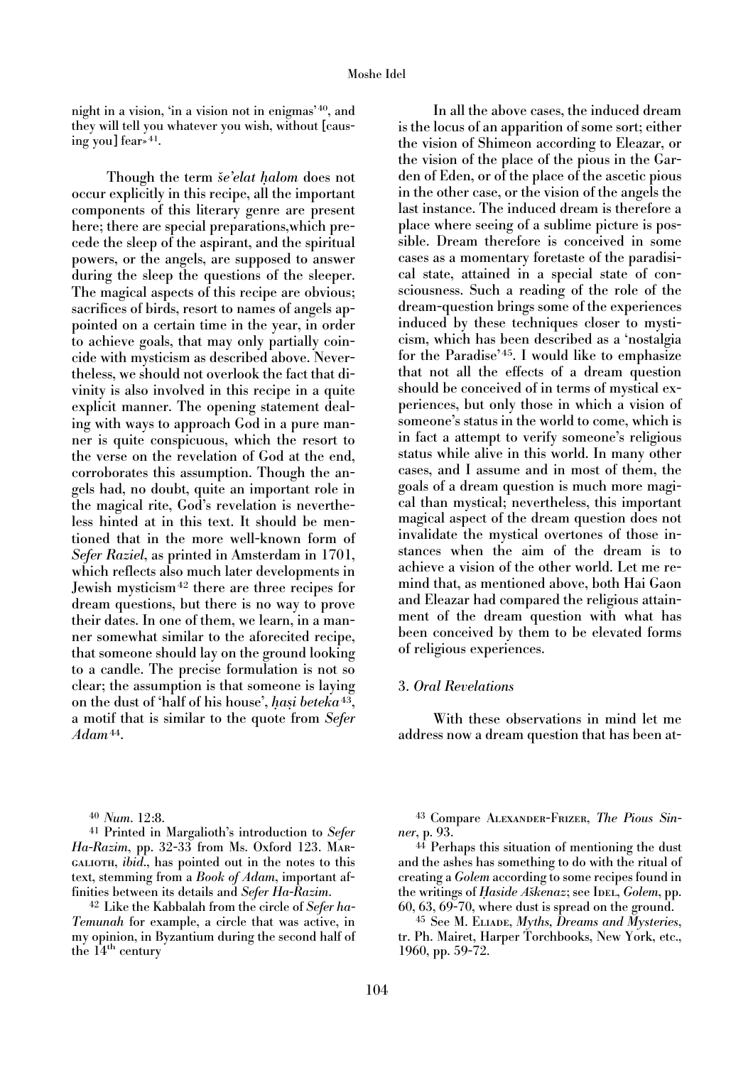night in a vision, 'in a vision not in enigmas'[40], and they will tell you whatever you wish, without [causing you] fear»[41].

Though the term *še'elat ḥalom* does not occur explicitly in this recipe, all the important components of this literary genre are present here; there are special preparations,which precede the sleep of the aspirant, and the spiritual powers, or the angels, are supposed to answer during the sleep the questions of the sleeper. The magical aspects of this recipe are obvious; sacrifices of birds, resort to names of angels appointed on a certain time in the year, in order to achieve goals, that may only partially coincide with mysticism as described above. Nevertheless, we should not overlook the fact that divinity is also involved in this recipe in a quite explicit manner. The opening statement dealing with ways to approach God in a pure manner is quite conspicuous, which the resort to the verse on the revelation of God at the end, corroborates this assumption. Though the angels had, no doubt, quite an important role in the magical rite, God's revelation is nevertheless hinted at in this text. It should be mentioned that in the more well-known form of *Sefer Raziel*, as printed in Amsterdam in 1701, which reflects also much later developments in Jewish mysticism[42] there are three recipes for dream questions, but there is no way to prove their dates. In one of them, we learn, in a manner somewhat similar to the aforecited recipe, that someone should lay on the ground looking to a candle. The precise formulation is not so clear; the assumption is that someone is laying on the dust of 'half of his house', *ḥaṣi beteka*[43], a motif that is similar to the quote from *Sefer Adam*[44].

In all the above cases, the induced dream is the locus of an apparition of some sort; either the vision of Shimeon according to Eleazar, or the vision of the place of the pious in the Garden of Eden, or of the place of the ascetic pious in the other case, or the vision of the angels the last instance. The induced dream is therefore a place where seeing of a sublime picture is possible. Dream therefore is conceived in some cases as a momentary foretaste of the paradisical state, attained in a special state of consciousness. Such a reading of the role of the dream-question brings some of the experiences induced by these techniques closer to mysticism, which has been described as a 'nostalgia for the Paradise'[45]. I would like to emphasize that not all the effects of a dream question should be conceived of in terms of mystical experiences, but only those in which a vision of someone's status in the world to come, which is in fact a attempt to verify someone's religious status while alive in this world. In many other cases, and I assume and in most of them, the goals of a dream question is much more magical than mystical; nevertheless, this important magical aspect of the dream question does not invalidate the mystical overtones of those instances when the aim of the dream is to achieve a vision of the other world. Let me remind that, as mentioned above, both Hai Gaon and Eleazar had compared the religious attainment of the dream question with what has been conceived by them to be elevated forms of religious experiences.

### 3. *Oral Revelations*

With these observations in mind let me address now a dream question that has been at-

---

[40] *Num*. 12:8.

[41] Printed in Margalioth's introduction to *Sefer Ha-Razim*, pp. 32-33 from Ms. Oxford 123. Margalioth, *ibid*., has pointed out in the notes to this text, stemming from a *Book of Adam*, important affinities between its details and *Sefer Ha-Razim*.

[42] Like the Kabbalah from the circle of *Sefer ha-Temunah* for example, a circle that was active, in my opinion, in Byzantium during the second half of the 14th century

[43] Compare Alexander-Frizer, *The Pious Sinner*, p. 93.

[44] Perhaps this situation of mentioning the dust and the ashes has something to do with the ritual of creating a *Golem* according to some recipes found in the writings of *Ḥaside Aškenaz*; see Idel, *Golem*, pp. 60, 63, 69-70, where dust is spread on the ground.

[45] See M. Eliade, *Myths, Dreams and Mysteries*, tr. Ph. Mairet, Harper Torchbooks, New York, etc., 1960, pp. 59-72.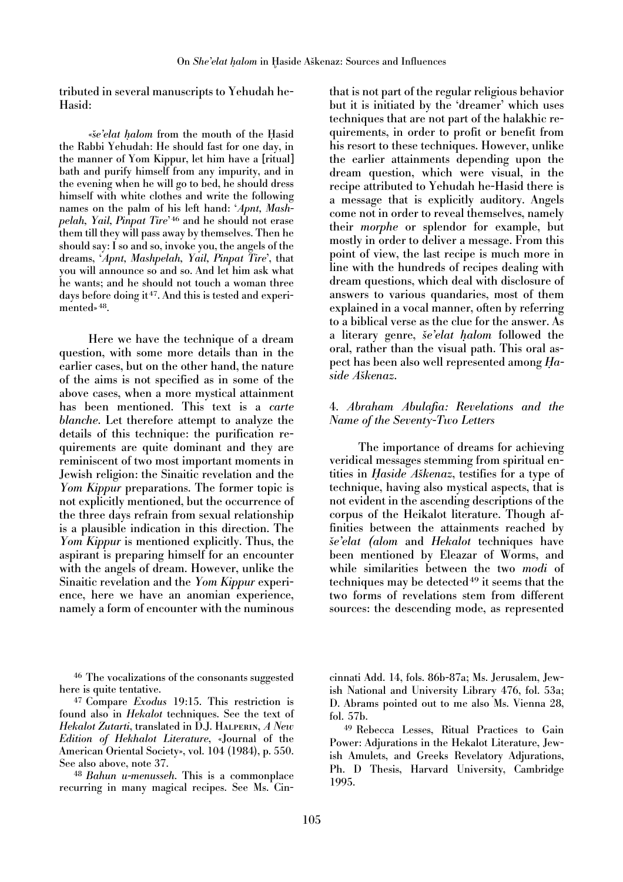tributed in several manuscripts to Yehudah he-Hasid:

> «*še'elat ḥalom* from the mouth of the Ḥasid the Rabbi Yehudah: He should fast for one day, in the manner of Yom Kippur, let him have a [ritual] bath and purify himself from any impurity, and in the evening when he will go to bed, he should dress himself with white clothes and write the following names on the palm of his left hand: '*Apnt, Mashpelah, Yail, Pinpat Tire*'[46] and he should not erase them till they will pass away by themselves. Then he should say: I so and so, invoke you, the angels of the dreams, '*Apnt, Mashpelah, Yail, Pinpat Tire*', that you will announce so and so. And let him ask what he wants; and he should not touch a woman three days before doing it[47]. And this is tested and experimented»[48].

Here we have the technique of a dream question, with some more details than in the earlier cases, but on the other hand, the nature of the aims is not specified as in some of the above cases, when a more mystical attainment has been mentioned. This text is a *carte blanche*. Let therefore attempt to analyze the details of this technique: the purification requirements are quite dominant and they are reminiscent of two most important moments in Jewish religion: the Sinaitic revelation and the *Yom Kippur* preparations. The former topic is not explicitly mentioned, but the occurrence of the three days refrain from sexual relationship is a plausible indication in this direction. The *Yom Kippur* is mentioned explicitly. Thus, the aspirant is preparing himself for an encounter with the angels of dream. However, unlike the Sinaitic revelation and the *Yom Kippur* experience, here we have an anomian experience, namely a form of encounter with the numinous that is not part of the regular religious behavior but it is initiated by the 'dreamer' which uses techniques that are not part of the halakhic requirements, in order to profit or benefit from his resort to these techniques. However, unlike the earlier attainments depending upon the dream question, which were visual, in the recipe attributed to Yehudah he-Hasid there is a message that is explicitly auditory. Angels come not in order to reveal themselves, namely their *morphe* or splendor for example, but mostly in order to deliver a message. From this point of view, the last recipe is much more in line with the hundreds of recipes dealing with dream questions, which deal with disclosure of answers to various quandaries, most of them explained in a vocal manner, often by referring to a biblical verse as the clue for the answer. As a literary genre, *še'elat ḥalom* followed the oral, rather than the visual path. This oral aspect has been also well represented among *Ḥaside Aškenaz*.

## 4. *Abraham Abulafia: Revelations and the Name of the Seventy-Two Letters*

The importance of dreams for achieving veridical messages stemming from spiritual entities in *Ḥaside Aškenaz*, testifies for a type of technique, having also mystical aspects, that is not evident in the ascending descriptions of the corpus of the Heikalot literature. Though affinities between the attainments reached by *še'elat (alom* and *Hekalot* techniques have been mentioned by Eleazar of Worms, and while similarities between the two *modi* of techniques may be detected[49] it seems that the two forms of revelations stem from different sources: the descending mode, as represented

---

[46] The vocalizations of the consonants suggested here is quite tentative.

[47] Compare *Exodus* 19:15. This restriction is found also in *Hekalot* techniques. See the text of *Hekalot Zutarti*, translated in D.J. Halperin, *A New Edition of Hekhalot Literature*, «Journal of the American Oriental Society», vol. 104 (1984), p. 550. See also above, note 37.

[48] *Bahun u-menusseh*. This is a commonplace recurring in many magical recipes. See Ms. Cincinnati Add. 14, fols. 86b-87a; Ms. Jerusalem, Jewish National and University Library 476, fol. 53a; D. Abrams pointed out to me also Ms. Vienna 28, fol. 57b.

[49] Rebecca Lesses, Ritual Practices to Gain Power: Adjurations in the Hekalot Literature, Jewish Amulets, and Greeks Revelatory Adjurations, Ph. D Thesis, Harvard University, Cambridge 1995.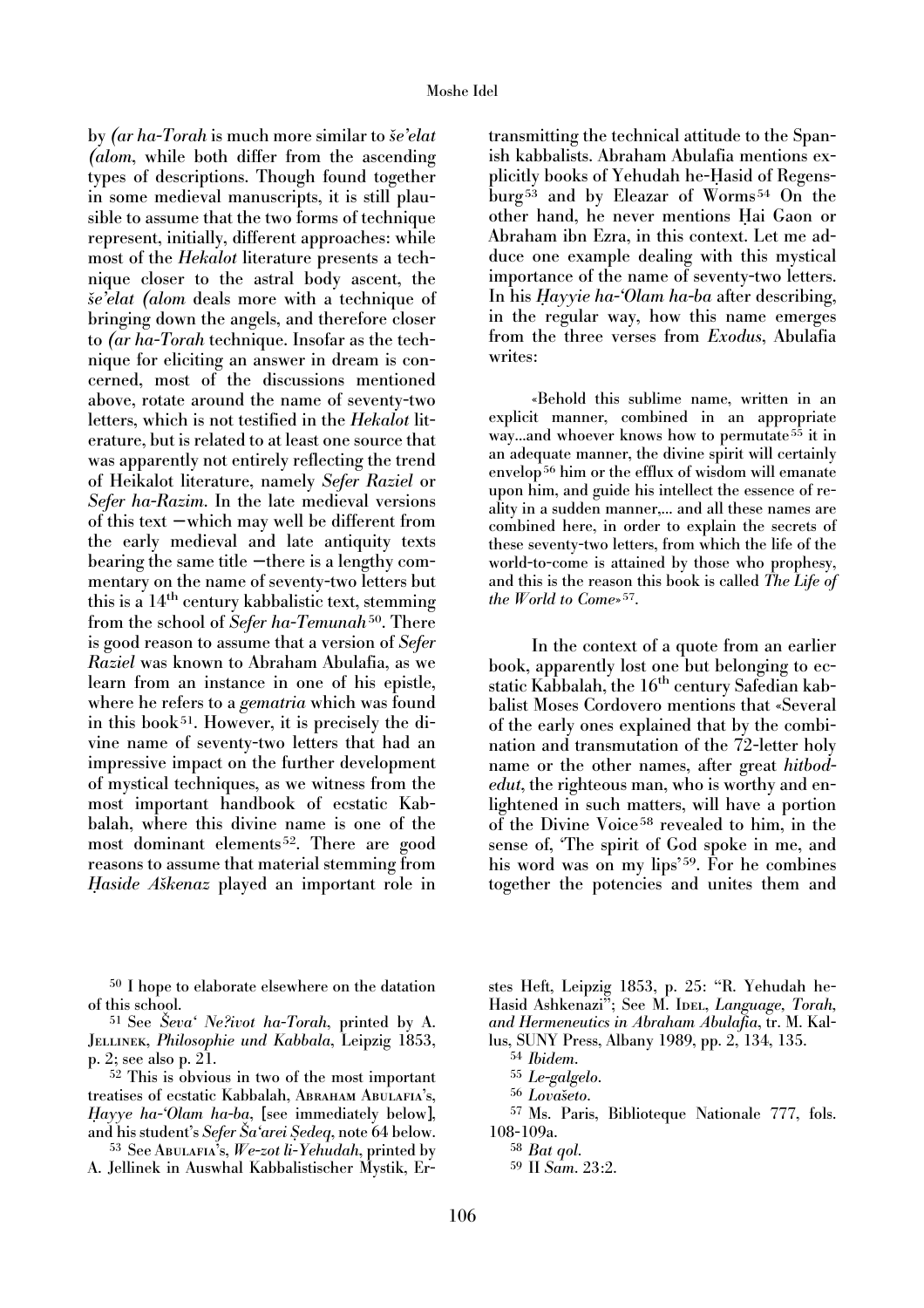by *(ar ha-Torah* is much more similar to *še'elat (alom*, while both differ from the ascending types of descriptions. Though found together in some medieval manuscripts, it is still plausible to assume that the two forms of technique represent, initially, different approaches: while most of the *Hekalot* literature presents a technique closer to the astral body ascent, the *še'elat (alom* deals more with a technique of bringing down the angels, and therefore closer to *(ar ha-Torah* technique. Insofar as the technique for eliciting an answer in dream is concerned, most of the discussions mentioned above, rotate around the name of seventy-two letters, which is not testified in the *Hekalot* literature, but is related to at least one source that was apparently not entirely reflecting the trend of Heikalot literature, namely *Sefer Raziel* or *Sefer ha-Razim*. In the late medieval versions of this text —which may well be different from the early medieval and late antiquity texts bearing the same title —there is a lengthy commentary on the name of seventy-two letters but this is a 14th century kabbalistic text, stemming from the school of *Sefer ha-Temunah*[50]. There is good reason to assume that a version of *Sefer Raziel* was known to Abraham Abulafia, as we learn from an instance in one of his epistle, where he refers to a *gematria* which was found in this book[51]. However, it is precisely the divine name of seventy-two letters that had an impressive impact on the further development of mystical techniques, as we witness from the most important handbook of ecstatic Kabbalah, where this divine name is one of the most dominant elements[52]. There are good reasons to assume that material stemming from *Ḥaside Aškenaz* played an important role in transmitting the technical attitude to the Spanish kabbalists. Abraham Abulafia mentions explicitly books of Yehudah he-Ḥasid of Regensburg[53] and by Eleazar of Worms[54] On the other hand, he never mentions Ḥai Gaon or Abraham ibn Ezra, in this context. Let me adduce one example dealing with this mystical importance of the name of seventy-two letters. In his *Ḥayyie ha-'Olam ha-ba* after describing, in the regular way, how this name emerges from the three verses from *Exodus*, Abulafia writes:

> «Behold this sublime name, written in an explicit manner, combined in an appropriate way...and whoever knows how to permutate[55] it in an adequate manner, the divine spirit will certainly envelop[56] him or the efflux of wisdom will emanate upon him, and guide his intellect the essence of reality in a sudden manner,... and all these names are combined here, in order to explain the secrets of these seventy-two letters, from which the life of the world-to-come is attained by those who prophesy, and this is the reason this book is called *The Life of the World to Come*»[57].

In the context of a quote from an earlier book, apparently lost one but belonging to ecstatic Kabbalah, the 16th century Safedian kabbalist Moses Cordovero mentions that «Several of the early ones explained that by the combination and transmutation of the 72-letter holy name or the other names, after great *hitbodedut*, the righteous man, who is worthy and enlightened in such matters, will have a portion of the Divine Voice[58] revealed to him, in the sense of, 'The spirit of God spoke in me, and his word was on my lips'[59]. For he combines together the potencies and unites them and

---

[50] I hope to elaborate elsewhere on the datation of this school.

[51] See *Ševa' Ne?ivot ha-Torah*, printed by A. Jellinek, *Philosophie und Kabbala*, Leipzig 1853, p. 2; see also p. 21.

[52] This is obvious in two of the most important treatises of ecstatic Kabbalah, Abraham Abulafia's, *Ḥayye ha-'Olam ha-ba*, [see immediately below], and his student's *Sefer Ša'arei Ṣedeq*, note 64 below.

[53] See Abulafia's, *We-zot li-Yehudah*, printed by A. Jellinek in Auswhal Kabbalistischer Mystik, Erstes Heft, Leipzig 1853, p. 25: "R. Yehudah he-Hasid Ashkenazi"; See M. Idel, *Language, Torah, and Hermeneutics in Abraham Abulafia*, tr. M. Kallus, SUNY Press, Albany 1989, pp. 2, 134, 135.

[54] *Ibidem*.

[55] *Le-galgelo*.

[56] *Lovašeto*.

[57] Ms. Paris, Biblioteque Nationale 777, fols. 108-109a.

[58] *Bat qol*.

[59] II *Sam*. 23:2.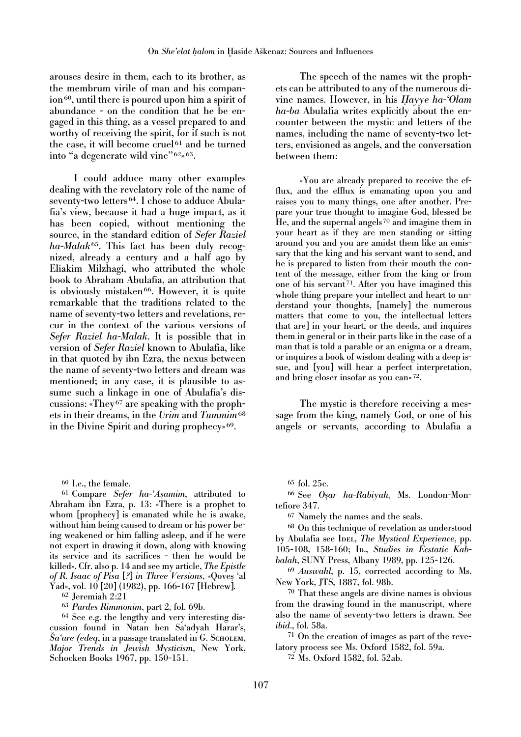arouses desire in them, each to its brother, as the membrum virile of man and his companion[60], until there is poured upon him a spirit of abundance - on the condition that he be engaged in this thing, as a vessel prepared to and worthy of receiving the spirit, for if such is not the case, it will become cruel[61] and be turned into "a degenerate wild vine"[62]»[63].

I could adduce many other examples dealing with the revelatory role of the name of seventy-two letters[64]. I chose to adduce Abulafia's view, because it had a huge impact, as it has been copied, without mentioning the source, in the standard edition of *Sefer Raziel ha-Malak*[65]. This fact has been duly recognized, already a century and a half ago by Eliakim Milzhagi, who attributed the whole book to Abraham Abulafia, an attribution that is obviously mistaken[66]. However, it is quite remarkable that the traditions related to the name of seventy-two letters and revelations, recur in the context of the various versions of *Sefer Raziel ha-Malak*. It is possible that in version of *Sefer Raziel* known to Abulafia, like in that quoted by ibn Ezra, the nexus between the name of seventy-two letters and dream was mentioned; in any case, it is plausible to assume such a linkage in one of Abulafia's discussions: «They[67] are speaking with the prophets in their dreams, in the *Urim* and *Tummim*[68] in the Divine Spirit and during prophecy»[69].

The speech of the names wit the prophets can be attributed to any of the numerous divine names. However, in his *Ḥayye ha-'Olam ha-ba* Abulafia writes explicitly about the encounter between the mystic and letters of the names, including the name of seventy-two letters, envisioned as angels, and the conversation between them:

> «You are already prepared to receive the efflux, and the efflux is emanating upon you and raises you to many things, one after another. Prepare your true thought to imagine God, blessed be He, and the supernal angels[70] and imagine them in your heart as if they are men standing or sitting around you and you are amidst them like an emissary that the king and his servant want to send, and he is prepared to listen from their mouth the content of the message, either from the king or from one of his servant[71]. After you have imagined this whole thing prepare your intellect and heart to understand your thoughts, [namely] the numerous matters that come to you, the intellectual letters that are] in your heart, or the deeds, and inquires them in general or in their parts like in the case of a man that is told a parable or an enigma or a dream, or inquires a book of wisdom dealing with a deep issue, and [you] will hear a perfect interpretation, and bring closer insofar as you can»[72].

The mystic is therefore receiving a message from the king, namely God, or one of his angels or servants, according to Abulafia a

---

[60] I.e., the female.

[61] Compare *Sefer ha-'Aṣamim*, attributed to Abraham ibn Ezra, p. 13: «There is a prophet to whom [prophecy] is emanated while he is awake, without him being caused to dream or his power being weakened or him falling asleep, and if he were not expert in drawing it down, along with knowing its service and its sacrifices - then he would be killed». Cfr. also p. 14 and see my article, *The Epistle of R. Isaac of Pisa [?] in Three Versions*, «Qoveṣ 'al Yad», vol. 10 [20] (1982), pp. 166-167 [Hebrew].

[62] Jeremiah 2:21

[63] *Pardes Rimmonim*, part 2, fol. 69b.

[64] See e.g. the lengthy and very interesting discussion found in Natan ben Sa'adyah Harar's, *Ša'are (edeq*, in a passage translated in G. Scholem, *Major Trends in Jewish Mysticism*, New York, Schocken Books 1967, pp. 150-151.

[65] fol. 25c.

[66] See *Oṣar ha-Rabiyah*, Ms. London-Montefiore 347.

[67] Namely the names and the seals.

[68] On this technique of revelation as understood by Abulafia see Idel, *The Mystical Experience*, pp. 105-108, 158-160; Id., *Studies in Ecstatic Kabbalah*, SUNY Press, Albany 1989, pp. 125-126.

[69] *Auswahl*, p. 15, corrected according to Ms. New York, JTS, 1887, fol. 98b.

[70] That these angels are divine names is obvious from the drawing found in the manuscript, where also the name of seventy-two letters is drawn. See *ibid*., fol. 58a.

[71] On the creation of images as part of the revelatory process see Ms. Oxford 1582, fol. 59a.

[72] Ms. Oxford 1582, fol. 52ab.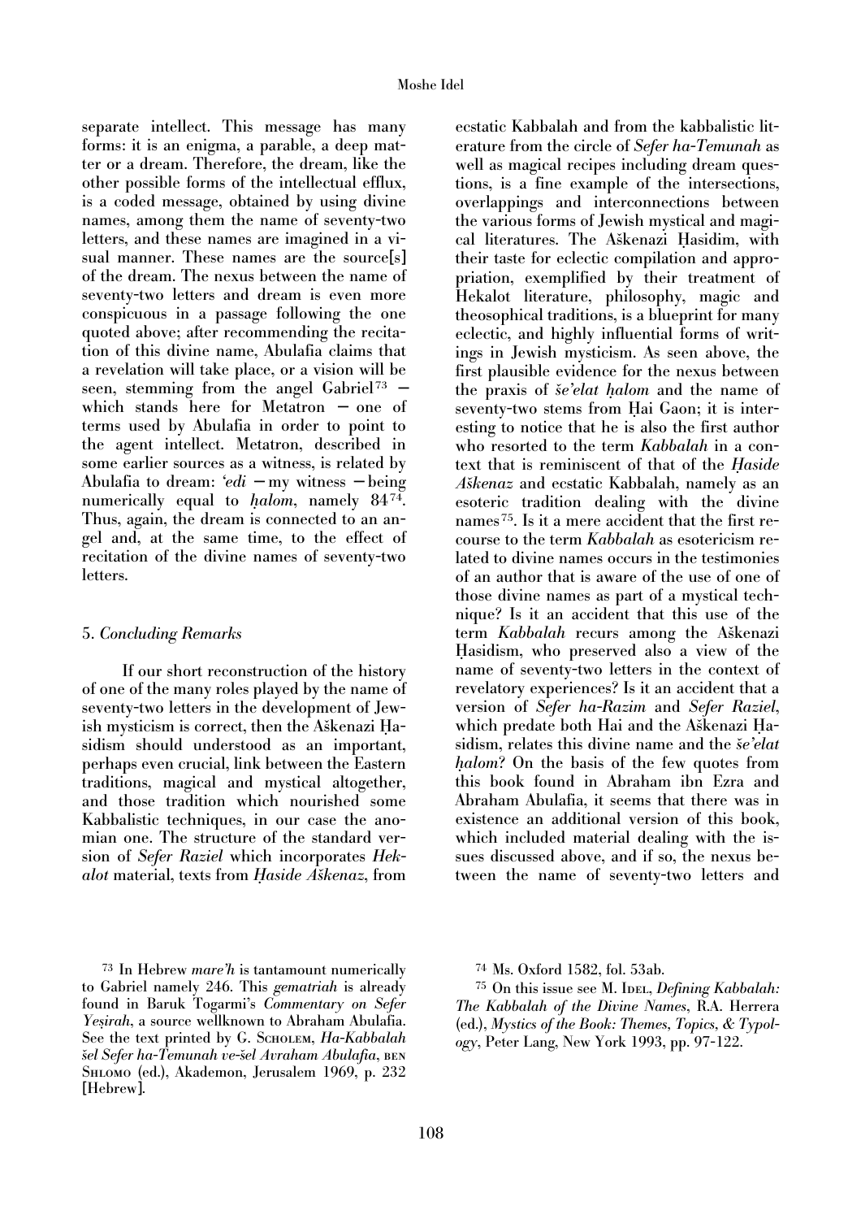separate intellect. This message has many forms: it is an enigma, a parable, a deep matter or a dream. Therefore, the dream, like the other possible forms of the intellectual efflux, is a coded message, obtained by using divine names, among them the name of seventy-two letters, and these names are imagined in a visual manner. These names are the source[s] of the dream. The nexus between the name of seventy-two letters and dream is even more conspicuous in a passage following the one quoted above; after recommending the recitation of this divine name, Abulafia claims that a revelation will take place, or a vision will be seen, stemming from the angel Gabriel[73] – which stands here for Metatron – one of terms used by Abulafia in order to point to the agent intellect. Metatron, described in some earlier sources as a witness, is related by Abulafia to dream: *'edi* – my witness – being numerically equal to *ḥalom*, namely 84[74]. Thus, again, the dream is connected to an angel and, at the same time, to the effect of recitation of the divine names of seventy-two letters.

## 5. *Concluding Remarks*

If our short reconstruction of the history of one of the many roles played by the name of seventy-two letters in the development of Jewish mysticism is correct, then the Aškenazi Ḥasidism should understood as an important, perhaps even crucial, link between the Eastern traditions, magical and mystical altogether, and those tradition which nourished some Kabbalistic techniques, in our case the anomian one. The structure of the standard version of *Sefer Raziel* which incorporates *Hekalot* material, texts from *Ḥaside Aškenaz*, from ecstatic Kabbalah and from the kabbalistic literature from the circle of *Sefer ha-Temunah* as well as magical recipes including dream questions, is a fine example of the intersections, overlappings and interconnections between the various forms of Jewish mystical and magical literatures. The Aškenazi Ḥasidim, with their taste for eclectic compilation and appropriation, exemplified by their treatment of Hekalot literature, philosophy, magic and theosophical traditions, is a blueprint for many eclectic, and highly influential forms of writings in Jewish mysticism. As seen above, the first plausible evidence for the nexus between the praxis of *še'elat ḥalom* and the name of seventy-two stems from Ḥai Gaon; it is interesting to notice that he is also the first author who resorted to the term *Kabbalah* in a context that is reminiscent of that of the *Ḥaside Aškenaz* and ecstatic Kabbalah, namely as an esoteric tradition dealing with the divine names[75]. Is it a mere accident that the first recourse to the term *Kabbalah* as esotericism related to divine names occurs in the testimonies of an author that is aware of the use of one of those divine names as part of a mystical technique? Is it an accident that this use of the term *Kabbalah* recurs among the Aškenazi Ḥasidism, who preserved also a view of the name of seventy-two letters in the context of revelatory experiences? Is it an accident that a version of *Sefer ha-Razim* and *Sefer Raziel*, which predate both Hai and the Aškenazi Ḥasidism, relates this divine name and the *še'elat ḥalom*? On the basis of the few quotes from this book found in Abraham ibn Ezra and Abraham Abulafia, it seems that there was in existence an additional version of this book, which included material dealing with the issues discussed above, and if so, the nexus between the name of seventy-two letters and

---

[73] In Hebrew *mare'h* is tantamount numerically to Gabriel namely 246. This *gematriah* is already found in Baruk Togarmi's *Commentary on Sefer Yeṣirah*, a source wellknown to Abraham Abulafia. See the text printed by G. Scholem, *Ha-Kabbalah šel Sefer ha-Temunah ve-šel Avraham Abulafia*, ben Shlomo (ed.), Akademon, Jerusalem 1969, p. 232 [Hebrew].

[74] Ms. Oxford 1582, fol. 53ab.

[75] On this issue see M. Idel, *Defining Kabbalah: The Kabbalah of the Divine Names*, R.A. Herrera (ed.), *Mystics of the Book: Themes, Topics, & Typology*, Peter Lang, New York 1993, pp. 97-122.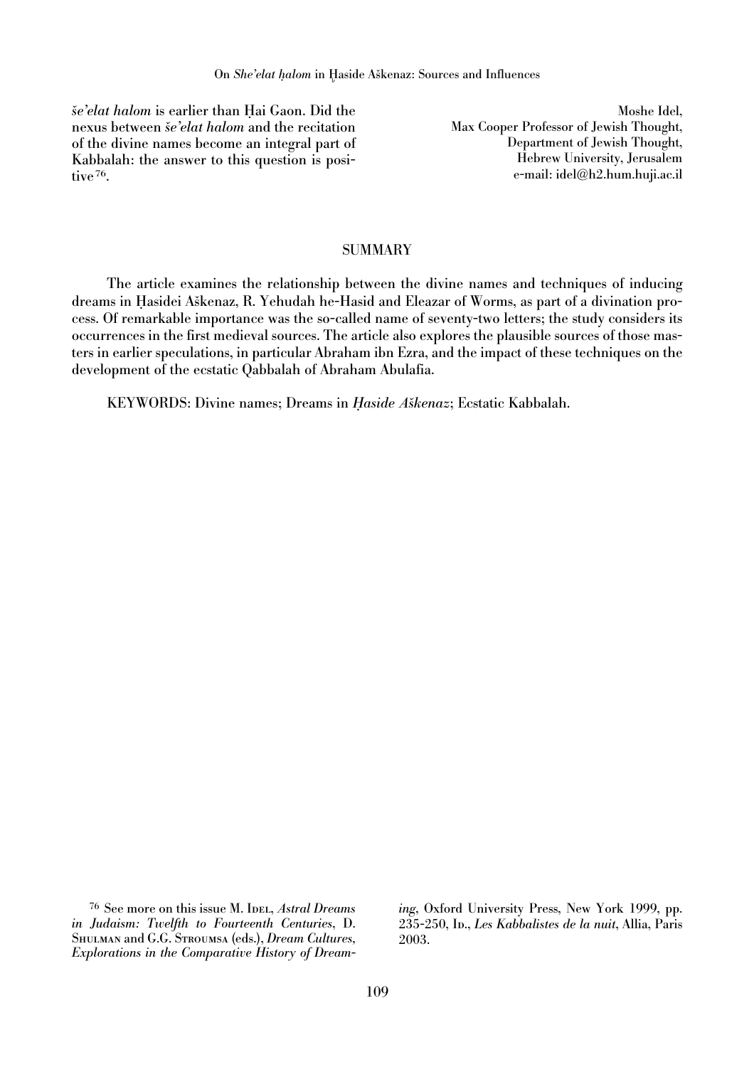*še'elat halom* is earlier than Ḥai Gaon. Did the nexus between *še'elat halom* and the recitation of the divine names become an integral part of Kabbalah: the answer to this question is positive[76].

Moshe Idel,
Max Cooper Professor of Jewish Thought,
Department of Jewish Thought,
Hebrew University, Jerusalem
e-mail: idel@h2.hum.huji.ac.il

## SUMMARY

The article examines the relationship between the divine names and techniques of inducing dreams in Ḥasidei Aškenaz, R. Yehudah he-Hasid and Eleazar of Worms, as part of a divination process. Of remarkable importance was the so-called name of seventy-two letters; the study considers its occurrences in the first medieval sources. The article also explores the plausible sources of those masters in earlier speculations, in particular Abraham ibn Ezra, and the impact of these techniques on the development of the ecstatic Qabbalah of Abraham Abulafia.

KEYWORDS: Divine names; Dreams in *Ḥaside Aškenaz*; Ecstatic Kabbalah.

[76] See more on this issue M. Idel, *Astral Dreams in Judaism: Twelfth to Fourteenth Centuries*, D. Shulman and G.G. Stroumsa (eds.), *Dream Cultures, Explorations in the Comparative History of Dreaming*, Oxford University Press, New York 1999, pp. 235-250, Id., *Les Kabbalistes de la nuit*, Allia, Paris 2003.